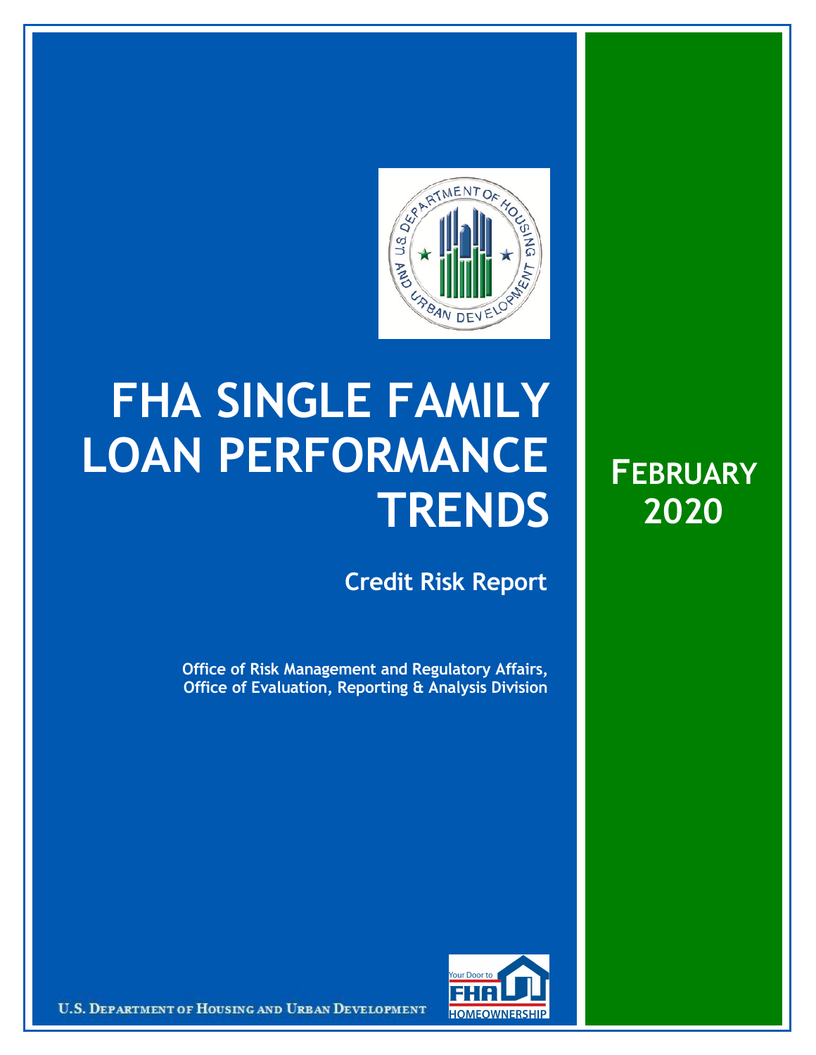# FHA SINGLE FAMILY LOAN PERFORMANCE TRENDS

## Credit Risk Report

**Office of Risk Management and Regulatory Affairs, Office of Evaluation, Reporting & Analysis Division**

**FEBRUARY 2020**

U.S. DEPARTMENT OF HOUSING AND URBAN DEVELOPMENT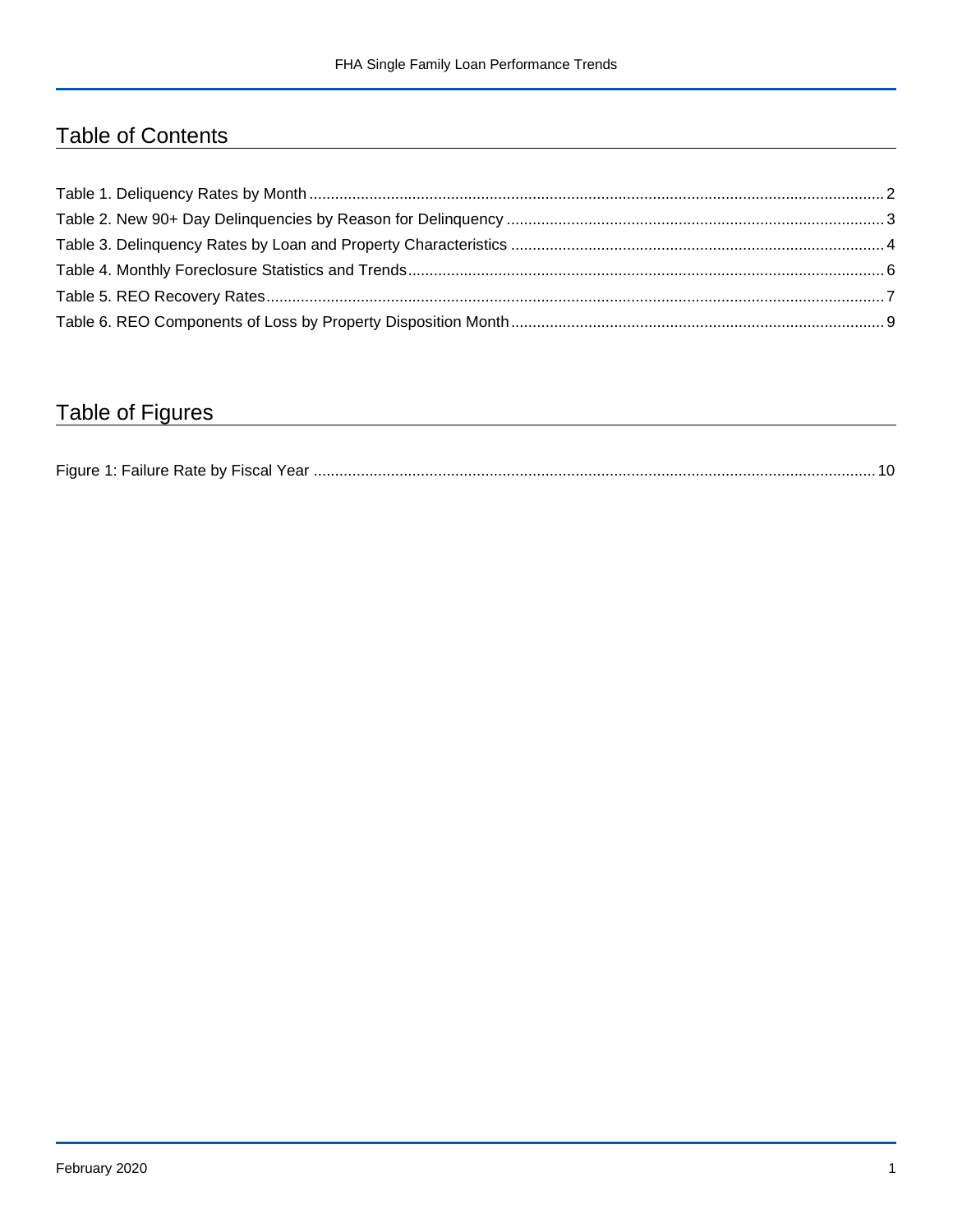# Table of Contents

Table 1. Deliquency Rates by Month ..... 2
Table 2. New 90+ Day Delinquencies by Reason for Delinquency ..... 3
Table 3. Delinquency Rates by Loan and Property Characteristics ..... 4
Table 4. Monthly Foreclosure Statistics and Trends ..... 6
Table 5. REO Recovery Rates ..... 7
Table 6. REO Components of Loss by Property Disposition Month ..... 9

# Table of Figures

Figure 1: Failure Rate by Fiscal Year ..... 10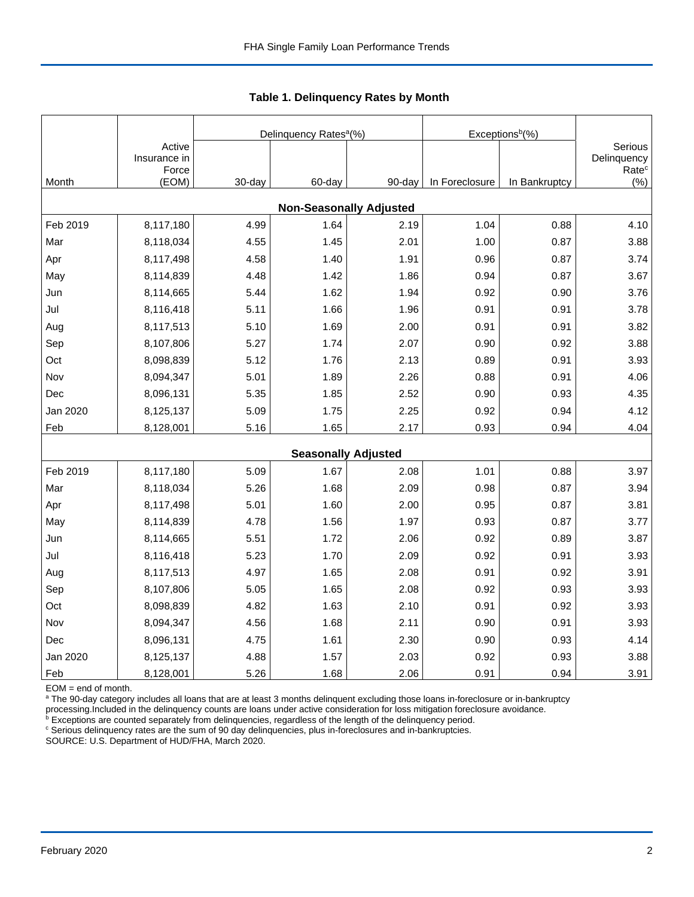## Table 1. Delinquency Rates by Month

| Month | Active Insurance in Force (EOM) | Delinquency Rates[a] (%) | | | Exceptions[b] (%) | | Serious Delinquency Rate[c] (%) |
|---|---|---|---|---|---|---|---|
| | | 30-day | 60-day | 90-day | In Foreclosure | In Bankruptcy | |
| **Non-Seasonally Adjusted** | | | | | | | |
| Feb 2019 | 8,117,180 | 4.99 | 1.64 | 2.19 | 1.04 | 0.88 | 4.10 |
| Mar | 8,118,034 | 4.55 | 1.45 | 2.01 | 1.00 | 0.87 | 3.88 |
| Apr | 8,117,498 | 4.58 | 1.40 | 1.91 | 0.96 | 0.87 | 3.74 |
| May | 8,114,839 | 4.48 | 1.42 | 1.86 | 0.94 | 0.87 | 3.67 |
| Jun | 8,114,665 | 5.44 | 1.62 | 1.94 | 0.92 | 0.90 | 3.76 |
| Jul | 8,116,418 | 5.11 | 1.66 | 1.96 | 0.91 | 0.91 | 3.78 |
| Aug | 8,117,513 | 5.10 | 1.69 | 2.00 | 0.91 | 0.91 | 3.82 |
| Sep | 8,107,806 | 5.27 | 1.74 | 2.07 | 0.90 | 0.92 | 3.88 |
| Oct | 8,098,839 | 5.12 | 1.76 | 2.13 | 0.89 | 0.91 | 3.93 |
| Nov | 8,094,347 | 5.01 | 1.89 | 2.26 | 0.88 | 0.91 | 4.06 |
| Dec | 8,096,131 | 5.35 | 1.85 | 2.52 | 0.90 | 0.93 | 4.35 |
| Jan 2020 | 8,125,137 | 5.09 | 1.75 | 2.25 | 0.92 | 0.94 | 4.12 |
| Feb | 8,128,001 | 5.16 | 1.65 | 2.17 | 0.93 | 0.94 | 4.04 |
| **Seasonally Adjusted** | | | | | | | |
| Feb 2019 | 8,117,180 | 5.09 | 1.67 | 2.08 | 1.01 | 0.88 | 3.97 |
| Mar | 8,118,034 | 5.26 | 1.68 | 2.09 | 0.98 | 0.87 | 3.94 |
| Apr | 8,117,498 | 5.01 | 1.60 | 2.00 | 0.95 | 0.87 | 3.81 |
| May | 8,114,839 | 4.78 | 1.56 | 1.97 | 0.93 | 0.87 | 3.77 |
| Jun | 8,114,665 | 5.51 | 1.72 | 2.06 | 0.92 | 0.89 | 3.87 |
| Jul | 8,116,418 | 5.23 | 1.70 | 2.09 | 0.92 | 0.91 | 3.93 |
| Aug | 8,117,513 | 4.97 | 1.65 | 2.08 | 0.91 | 0.92 | 3.91 |
| Sep | 8,107,806 | 5.05 | 1.65 | 2.08 | 0.92 | 0.93 | 3.93 |
| Oct | 8,098,839 | 4.82 | 1.63 | 2.10 | 0.91 | 0.92 | 3.93 |
| Nov | 8,094,347 | 4.56 | 1.68 | 2.11 | 0.90 | 0.91 | 3.93 |
| Dec | 8,096,131 | 4.75 | 1.61 | 2.30 | 0.90 | 0.93 | 4.14 |
| Jan 2020 | 8,125,137 | 4.88 | 1.57 | 2.03 | 0.92 | 0.93 | 3.88 |
| Feb | 8,128,001 | 5.26 | 1.68 | 2.06 | 0.91 | 0.94 | 3.91 |

EOM = end of month.

[a] The 90-day category includes all loans that are at least 3 months delinquent excluding those loans in-foreclosure or in-bankruptcy processing.Included in the delinquency counts are loans under active consideration for loss mitigation foreclosure avoidance.

[b] Exceptions are counted separately from delinquencies, regardless of the length of the delinquency period.

[c] Serious delinquency rates are the sum of 90 day delinquencies, plus in-foreclosures and in-bankruptcies.

SOURCE: U.S. Department of HUD/FHA, March 2020.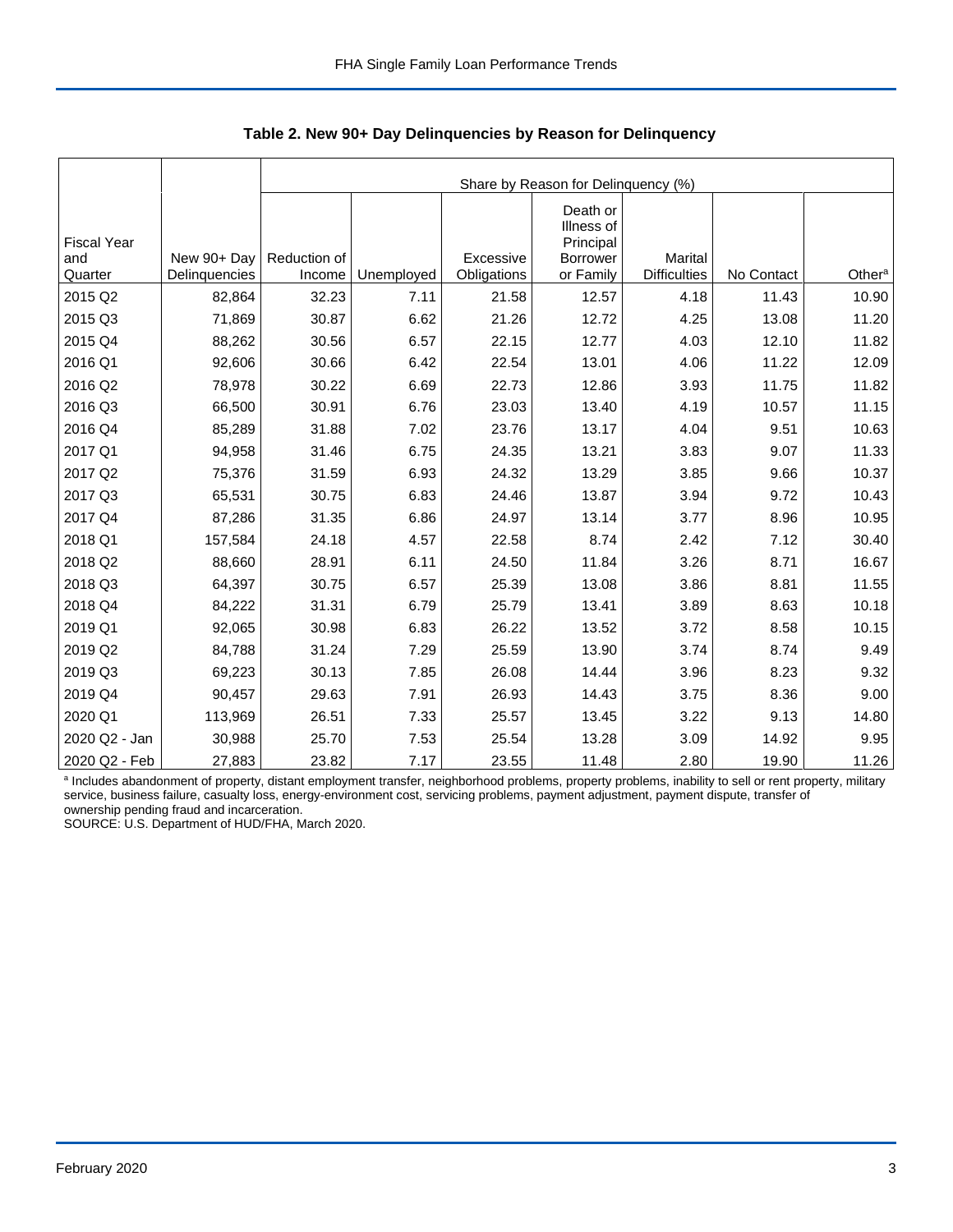### Table 2. New 90+ Day Delinquencies by Reason for Delinquency

| | | Share by Reason for Delinquency (%) | | | | | | |
|---|---|---|---|---|---|---|---|---|
| Fiscal Year and Quarter | New 90+ Day Delinquencies | Reduction of Income | Unemployed | Excessive Obligations | Death or Illness of Principal Borrower or Family | Marital Difficulties | No Contact | Other[a] |
| 2015 Q2 | 82,864 | 32.23 | 7.11 | 21.58 | 12.57 | 4.18 | 11.43 | 10.90 |
| 2015 Q3 | 71,869 | 30.87 | 6.62 | 21.26 | 12.72 | 4.25 | 13.08 | 11.20 |
| 2015 Q4 | 88,262 | 30.56 | 6.57 | 22.15 | 12.77 | 4.03 | 12.10 | 11.82 |
| 2016 Q1 | 92,606 | 30.66 | 6.42 | 22.54 | 13.01 | 4.06 | 11.22 | 12.09 |
| 2016 Q2 | 78,978 | 30.22 | 6.69 | 22.73 | 12.86 | 3.93 | 11.75 | 11.82 |
| 2016 Q3 | 66,500 | 30.91 | 6.76 | 23.03 | 13.40 | 4.19 | 10.57 | 11.15 |
| 2016 Q4 | 85,289 | 31.88 | 7.02 | 23.76 | 13.17 | 4.04 | 9.51 | 10.63 |
| 2017 Q1 | 94,958 | 31.46 | 6.75 | 24.35 | 13.21 | 3.83 | 9.07 | 11.33 |
| 2017 Q2 | 75,376 | 31.59 | 6.93 | 24.32 | 13.29 | 3.85 | 9.66 | 10.37 |
| 2017 Q3 | 65,531 | 30.75 | 6.83 | 24.46 | 13.87 | 3.94 | 9.72 | 10.43 |
| 2017 Q4 | 87,286 | 31.35 | 6.86 | 24.97 | 13.14 | 3.77 | 8.96 | 10.95 |
| 2018 Q1 | 157,584 | 24.18 | 4.57 | 22.58 | 8.74 | 2.42 | 7.12 | 30.40 |
| 2018 Q2 | 88,660 | 28.91 | 6.11 | 24.50 | 11.84 | 3.26 | 8.71 | 16.67 |
| 2018 Q3 | 64,397 | 30.75 | 6.57 | 25.39 | 13.08 | 3.86 | 8.81 | 11.55 |
| 2018 Q4 | 84,222 | 31.31 | 6.79 | 25.79 | 13.41 | 3.89 | 8.63 | 10.18 |
| 2019 Q1 | 92,065 | 30.98 | 6.83 | 26.22 | 13.52 | 3.72 | 8.58 | 10.15 |
| 2019 Q2 | 84,788 | 31.24 | 7.29 | 25.59 | 13.90 | 3.74 | 8.74 | 9.49 |
| 2019 Q3 | 69,223 | 30.13 | 7.85 | 26.08 | 14.44 | 3.96 | 8.23 | 9.32 |
| 2019 Q4 | 90,457 | 29.63 | 7.91 | 26.93 | 14.43 | 3.75 | 8.36 | 9.00 |
| 2020 Q1 | 113,969 | 26.51 | 7.33 | 25.57 | 13.45 | 3.22 | 9.13 | 14.80 |
| 2020 Q2 - Jan | 30,988 | 25.70 | 7.53 | 25.54 | 13.28 | 3.09 | 14.92 | 9.95 |
| 2020 Q2 - Feb | 27,883 | 23.82 | 7.17 | 23.55 | 11.48 | 2.80 | 19.90 | 11.26 |

[a] Includes abandonment of property, distant employment transfer, neighborhood problems, property problems, inability to sell or rent property, military service, business failure, casualty loss, energy-environment cost, servicing problems, payment adjustment, payment dispute, transfer of ownership pending fraud and incarceration.

SOURCE: U.S. Department of HUD/FHA, March 2020.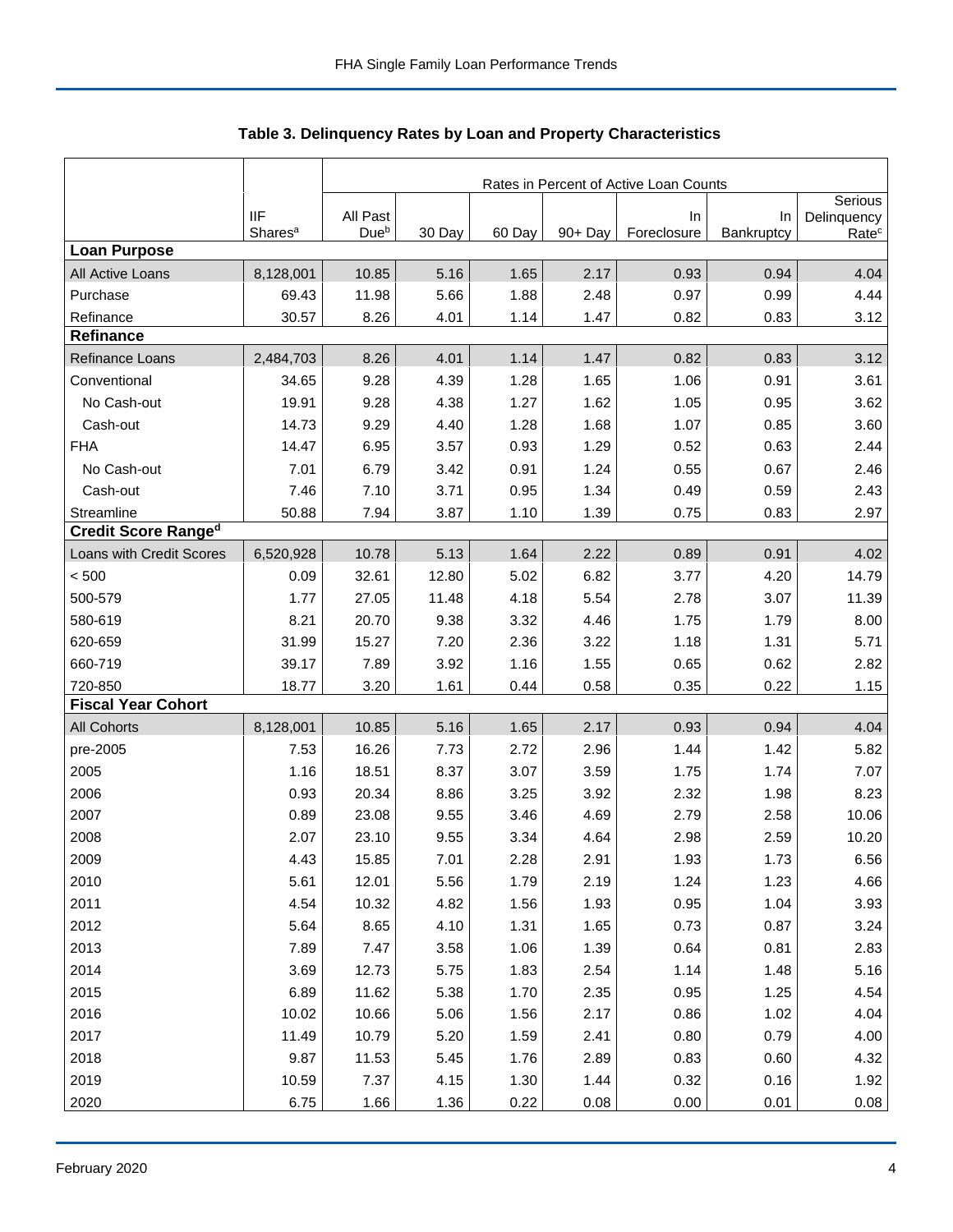## Table 3. Delinquency Rates by Loan and Property Characteristics

| | IIF Shares[a] | Rates in Percent of Active Loan Counts | | | | | | |
|---|---|---|---|---|---|---|---|---|
| | | All Past Due[b] | 30 Day | 60 Day | 90+ Day | In Foreclosure | In Bankruptcy | Serious Delinquency Rate[c] |
| **Loan Purpose** | | | | | | | | |
| All Active Loans | 8,128,001 | 10.85 | 5.16 | 1.65 | 2.17 | 0.93 | 0.94 | 4.04 |
| Purchase | 69.43 | 11.98 | 5.66 | 1.88 | 2.48 | 0.97 | 0.99 | 4.44 |
| Refinance | 30.57 | 8.26 | 4.01 | 1.14 | 1.47 | 0.82 | 0.83 | 3.12 |
| **Refinance** | | | | | | | | |
| Refinance Loans | 2,484,703 | 8.26 | 4.01 | 1.14 | 1.47 | 0.82 | 0.83 | 3.12 |
| Conventional | 34.65 | 9.28 | 4.39 | 1.28 | 1.65 | 1.06 | 0.91 | 3.61 |
| No Cash-out | 19.91 | 9.28 | 4.38 | 1.27 | 1.62 | 1.05 | 0.95 | 3.62 |
| Cash-out | 14.73 | 9.29 | 4.40 | 1.28 | 1.68 | 1.07 | 0.85 | 3.60 |
| FHA | 14.47 | 6.95 | 3.57 | 0.93 | 1.29 | 0.52 | 0.63 | 2.44 |
| No Cash-out | 7.01 | 6.79 | 3.42 | 0.91 | 1.24 | 0.55 | 0.67 | 2.46 |
| Cash-out | 7.46 | 7.10 | 3.71 | 0.95 | 1.34 | 0.49 | 0.59 | 2.43 |
| Streamline | 50.88 | 7.94 | 3.87 | 1.10 | 1.39 | 0.75 | 0.83 | 2.97 |
| **Credit Score Range[d]** | | | | | | | | |
| Loans with Credit Scores | 6,520,928 | 10.78 | 5.13 | 1.64 | 2.22 | 0.89 | 0.91 | 4.02 |
| < 500 | 0.09 | 32.61 | 12.80 | 5.02 | 6.82 | 3.77 | 4.20 | 14.79 |
| 500-579 | 1.77 | 27.05 | 11.48 | 4.18 | 5.54 | 2.78 | 3.07 | 11.39 |
| 580-619 | 8.21 | 20.70 | 9.38 | 3.32 | 4.46 | 1.75 | 1.79 | 8.00 |
| 620-659 | 31.99 | 15.27 | 7.20 | 2.36 | 3.22 | 1.18 | 1.31 | 5.71 |
| 660-719 | 39.17 | 7.89 | 3.92 | 1.16 | 1.55 | 0.65 | 0.62 | 2.82 |
| 720-850 | 18.77 | 3.20 | 1.61 | 0.44 | 0.58 | 0.35 | 0.22 | 1.15 |
| **Fiscal Year Cohort** | | | | | | | | |
| All Cohorts | 8,128,001 | 10.85 | 5.16 | 1.65 | 2.17 | 0.93 | 0.94 | 4.04 |
| pre-2005 | 7.53 | 16.26 | 7.73 | 2.72 | 2.96 | 1.44 | 1.42 | 5.82 |
| 2005 | 1.16 | 18.51 | 8.37 | 3.07 | 3.59 | 1.75 | 1.74 | 7.07 |
| 2006 | 0.93 | 20.34 | 8.86 | 3.25 | 3.92 | 2.32 | 1.98 | 8.23 |
| 2007 | 0.89 | 23.08 | 9.55 | 3.46 | 4.69 | 2.79 | 2.58 | 10.06 |
| 2008 | 2.07 | 23.10 | 9.55 | 3.34 | 4.64 | 2.98 | 2.59 | 10.20 |
| 2009 | 4.43 | 15.85 | 7.01 | 2.28 | 2.91 | 1.93 | 1.73 | 6.56 |
| 2010 | 5.61 | 12.01 | 5.56 | 1.79 | 2.19 | 1.24 | 1.23 | 4.66 |
| 2011 | 4.54 | 10.32 | 4.82 | 1.56 | 1.93 | 0.95 | 1.04 | 3.93 |
| 2012 | 5.64 | 8.65 | 4.10 | 1.31 | 1.65 | 0.73 | 0.87 | 3.24 |
| 2013 | 7.89 | 7.47 | 3.58 | 1.06 | 1.39 | 0.64 | 0.81 | 2.83 |
| 2014 | 3.69 | 12.73 | 5.75 | 1.83 | 2.54 | 1.14 | 1.48 | 5.16 |
| 2015 | 6.89 | 11.62 | 5.38 | 1.70 | 2.35 | 0.95 | 1.25 | 4.54 |
| 2016 | 10.02 | 10.66 | 5.06 | 1.56 | 2.17 | 0.86 | 1.02 | 4.04 |
| 2017 | 11.49 | 10.79 | 5.20 | 1.59 | 2.41 | 0.80 | 0.79 | 4.00 |
| 2018 | 9.87 | 11.53 | 5.45 | 1.76 | 2.89 | 0.83 | 0.60 | 4.32 |
| 2019 | 10.59 | 7.37 | 4.15 | 1.30 | 1.44 | 0.32 | 0.16 | 1.92 |
| 2020 | 6.75 | 1.66 | 1.36 | 0.22 | 0.08 | 0.00 | 0.01 | 0.08 |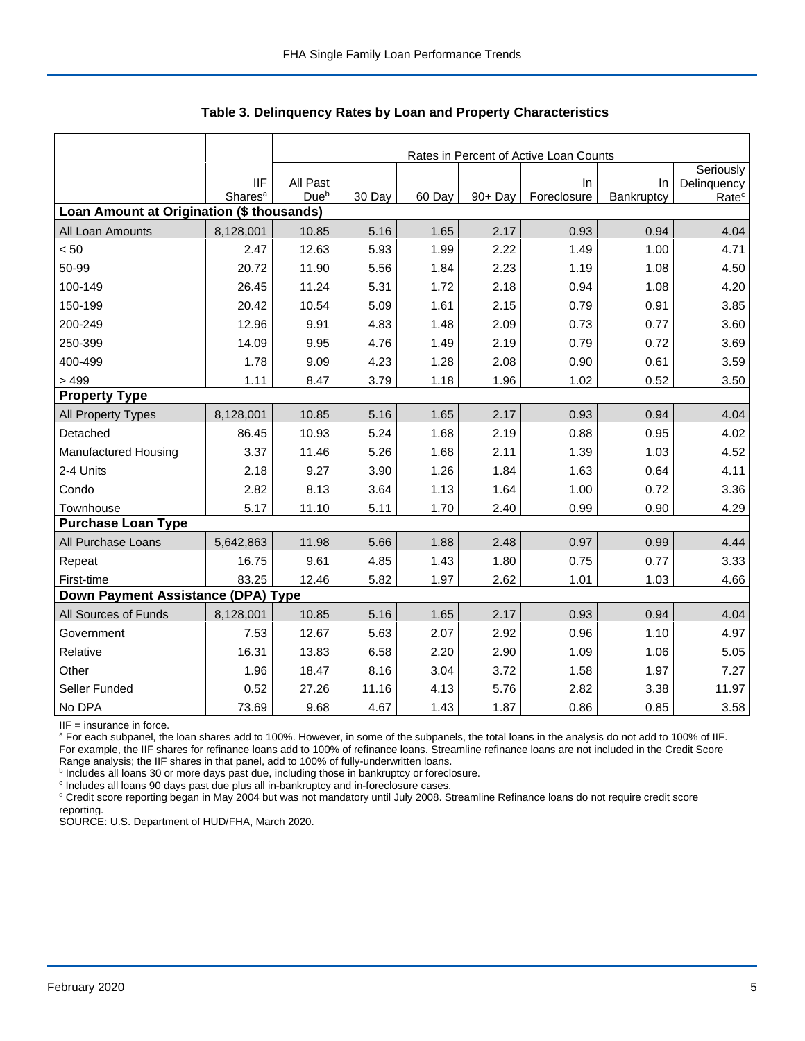## Table 3. Delinquency Rates by Loan and Property Characteristics

| | | Rates in Percent of Active Loan Counts | | | | | | |
|---|---|---|---|---|---|---|---|---|
| | IIF Shares[a] | All Past Due[b] | 30 Day | 60 Day | 90+ Day | In Foreclosure | In Bankruptcy | Seriously Delinquency Rate[c] |
| **Loan Amount at Origination ($ thousands)** | | | | | | | | |
| All Loan Amounts | 8,128,001 | 10.85 | 5.16 | 1.65 | 2.17 | 0.93 | 0.94 | 4.04 |
| < 50 | 2.47 | 12.63 | 5.93 | 1.99 | 2.22 | 1.49 | 1.00 | 4.71 |
| 50-99 | 20.72 | 11.90 | 5.56 | 1.84 | 2.23 | 1.19 | 1.08 | 4.50 |
| 100-149 | 26.45 | 11.24 | 5.31 | 1.72 | 2.18 | 0.94 | 1.08 | 4.20 |
| 150-199 | 20.42 | 10.54 | 5.09 | 1.61 | 2.15 | 0.79 | 0.91 | 3.85 |
| 200-249 | 12.96 | 9.91 | 4.83 | 1.48 | 2.09 | 0.73 | 0.77 | 3.60 |
| 250-399 | 14.09 | 9.95 | 4.76 | 1.49 | 2.19 | 0.79 | 0.72 | 3.69 |
| 400-499 | 1.78 | 9.09 | 4.23 | 1.28 | 2.08 | 0.90 | 0.61 | 3.59 |
| > 499 | 1.11 | 8.47 | 3.79 | 1.18 | 1.96 | 1.02 | 0.52 | 3.50 |
| **Property Type** | | | | | | | | |
| All Property Types | 8,128,001 | 10.85 | 5.16 | 1.65 | 2.17 | 0.93 | 0.94 | 4.04 |
| Detached | 86.45 | 10.93 | 5.24 | 1.68 | 2.19 | 0.88 | 0.95 | 4.02 |
| Manufactured Housing | 3.37 | 11.46 | 5.26 | 1.68 | 2.11 | 1.39 | 1.03 | 4.52 |
| 2-4 Units | 2.18 | 9.27 | 3.90 | 1.26 | 1.84 | 1.63 | 0.64 | 4.11 |
| Condo | 2.82 | 8.13 | 3.64 | 1.13 | 1.64 | 1.00 | 0.72 | 3.36 |
| Townhouse | 5.17 | 11.10 | 5.11 | 1.70 | 2.40 | 0.99 | 0.90 | 4.29 |
| **Purchase Loan Type** | | | | | | | | |
| All Purchase Loans | 5,642,863 | 11.98 | 5.66 | 1.88 | 2.48 | 0.97 | 0.99 | 4.44 |
| Repeat | 16.75 | 9.61 | 4.85 | 1.43 | 1.80 | 0.75 | 0.77 | 3.33 |
| First-time | 83.25 | 12.46 | 5.82 | 1.97 | 2.62 | 1.01 | 1.03 | 4.66 |
| **Down Payment Assistance (DPA) Type** | | | | | | | | |
| All Sources of Funds | 8,128,001 | 10.85 | 5.16 | 1.65 | 2.17 | 0.93 | 0.94 | 4.04 |
| Government | 7.53 | 12.67 | 5.63 | 2.07 | 2.92 | 0.96 | 1.10 | 4.97 |
| Relative | 16.31 | 13.83 | 6.58 | 2.20 | 2.90 | 1.09 | 1.06 | 5.05 |
| Other | 1.96 | 18.47 | 8.16 | 3.04 | 3.72 | 1.58 | 1.97 | 7.27 |
| Seller Funded | 0.52 | 27.26 | 11.16 | 4.13 | 5.76 | 2.82 | 3.38 | 11.97 |
| No DPA | 73.69 | 9.68 | 4.67 | 1.43 | 1.87 | 0.86 | 0.85 | 3.58 |

IIF = insurance in force.

[a] For each subpanel, the loan shares add to 100%. However, in some of the subpanels, the total loans in the analysis do not add to 100% of IIF. For example, the IIF shares for refinance loans add to 100% of refinance loans. Streamline refinance loans are not included in the Credit Score Range analysis; the IIF shares in that panel, add to 100% of fully-underwritten loans.

[b] Includes all loans 30 or more days past due, including those in bankruptcy or foreclosure.

[c] Includes all loans 90 days past due plus all in-bankruptcy and in-foreclosure cases.

[d] Credit score reporting began in May 2004 but was not mandatory until July 2008. Streamline Refinance loans do not require credit score reporting.

SOURCE: U.S. Department of HUD/FHA, March 2020.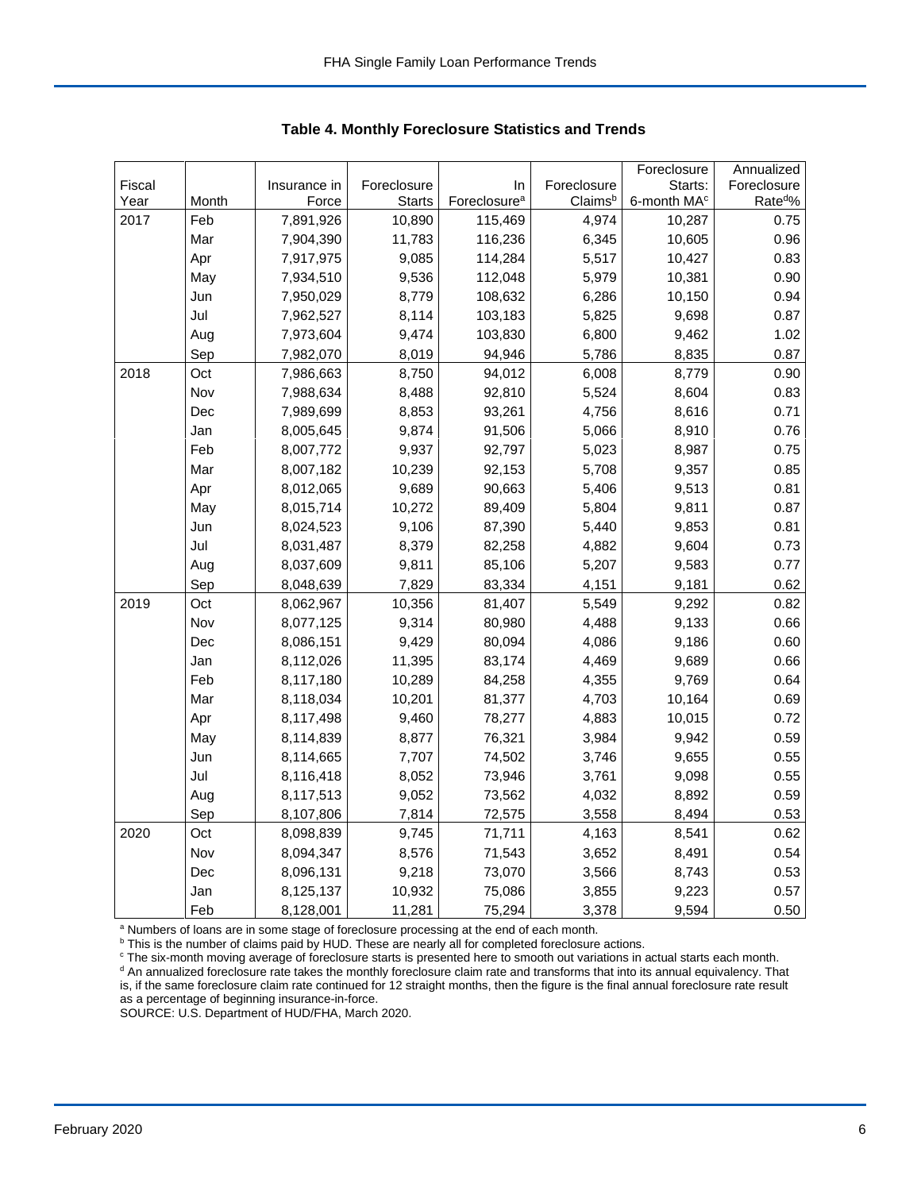**Table 4. Monthly Foreclosure Statistics and Trends**

| Fiscal Year | Month | Insurance in Force | Foreclosure Starts | In Foreclosure[a] | Foreclosure Claims[b] | Foreclosure Starts: 6-month MA[c] | Annualized Foreclosure Rate[d]% |
|---|---|---|---|---|---|---|---|
| 2017 | Feb | 7,891,926 | 10,890 | 115,469 | 4,974 | 10,287 | 0.75 |
| | Mar | 7,904,390 | 11,783 | 116,236 | 6,345 | 10,605 | 0.96 |
| | Apr | 7,917,975 | 9,085 | 114,284 | 5,517 | 10,427 | 0.83 |
| | May | 7,934,510 | 9,536 | 112,048 | 5,979 | 10,381 | 0.90 |
| | Jun | 7,950,029 | 8,779 | 108,632 | 6,286 | 10,150 | 0.94 |
| | Jul | 7,962,527 | 8,114 | 103,183 | 5,825 | 9,698 | 0.87 |
| | Aug | 7,973,604 | 9,474 | 103,830 | 6,800 | 9,462 | 1.02 |
| | Sep | 7,982,070 | 8,019 | 94,946 | 5,786 | 8,835 | 0.87 |
| 2018 | Oct | 7,986,663 | 8,750 | 94,012 | 6,008 | 8,779 | 0.90 |
| | Nov | 7,988,634 | 8,488 | 92,810 | 5,524 | 8,604 | 0.83 |
| | Dec | 7,989,699 | 8,853 | 93,261 | 4,756 | 8,616 | 0.71 |
| | Jan | 8,005,645 | 9,874 | 91,506 | 5,066 | 8,910 | 0.76 |
| | Feb | 8,007,772 | 9,937 | 92,797 | 5,023 | 8,987 | 0.75 |
| | Mar | 8,007,182 | 10,239 | 92,153 | 5,708 | 9,357 | 0.85 |
| | Apr | 8,012,065 | 9,689 | 90,663 | 5,406 | 9,513 | 0.81 |
| | May | 8,015,714 | 10,272 | 89,409 | 5,804 | 9,811 | 0.87 |
| | Jun | 8,024,523 | 9,106 | 87,390 | 5,440 | 9,853 | 0.81 |
| | Jul | 8,031,487 | 8,379 | 82,258 | 4,882 | 9,604 | 0.73 |
| | Aug | 8,037,609 | 9,811 | 85,106 | 5,207 | 9,583 | 0.77 |
| | Sep | 8,048,639 | 7,829 | 83,334 | 4,151 | 9,181 | 0.62 |
| 2019 | Oct | 8,062,967 | 10,356 | 81,407 | 5,549 | 9,292 | 0.82 |
| | Nov | 8,077,125 | 9,314 | 80,980 | 4,488 | 9,133 | 0.66 |
| | Dec | 8,086,151 | 9,429 | 80,094 | 4,086 | 9,186 | 0.60 |
| | Jan | 8,112,026 | 11,395 | 83,174 | 4,469 | 9,689 | 0.66 |
| | Feb | 8,117,180 | 10,289 | 84,258 | 4,355 | 9,769 | 0.64 |
| | Mar | 8,118,034 | 10,201 | 81,377 | 4,703 | 10,164 | 0.69 |
| | Apr | 8,117,498 | 9,460 | 78,277 | 4,883 | 10,015 | 0.72 |
| | May | 8,114,839 | 8,877 | 76,321 | 3,984 | 9,942 | 0.59 |
| | Jun | 8,114,665 | 7,707 | 74,502 | 3,746 | 9,655 | 0.55 |
| | Jul | 8,116,418 | 8,052 | 73,946 | 3,761 | 9,098 | 0.55 |
| | Aug | 8,117,513 | 9,052 | 73,562 | 4,032 | 8,892 | 0.59 |
| | Sep | 8,107,806 | 7,814 | 72,575 | 3,558 | 8,494 | 0.53 |
| 2020 | Oct | 8,098,839 | 9,745 | 71,711 | 4,163 | 8,541 | 0.62 |
| | Nov | 8,094,347 | 8,576 | 71,543 | 3,652 | 8,491 | 0.54 |
| | Dec | 8,096,131 | 9,218 | 73,070 | 3,566 | 8,743 | 0.53 |
| | Jan | 8,125,137 | 10,932 | 75,086 | 3,855 | 9,223 | 0.57 |
| | Feb | 8,128,001 | 11,281 | 75,294 | 3,378 | 9,594 | 0.50 |

[a] Numbers of loans are in some stage of foreclosure processing at the end of each month.
[b] This is the number of claims paid by HUD. These are nearly all for completed foreclosure actions.
[c] The six-month moving average of foreclosure starts is presented here to smooth out variations in actual starts each month.
[d] An annualized foreclosure rate takes the monthly foreclosure claim rate and transforms that into its annual equivalency. That is, if the same foreclosure claim rate continued for 12 straight months, then the figure is the final annual foreclosure rate result as a percentage of beginning insurance-in-force.
SOURCE: U.S. Department of HUD/FHA, March 2020.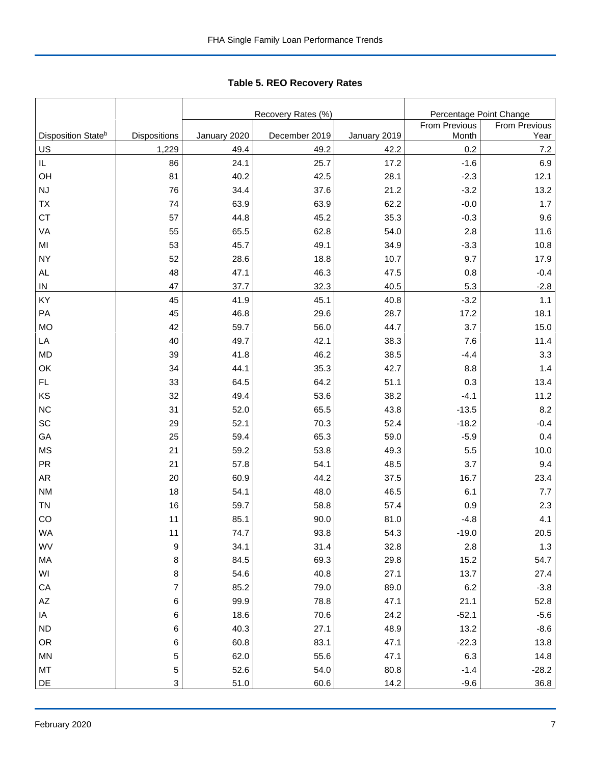## Table 5. REO Recovery Rates

| Disposition State[b] | Dispositions | Recovery Rates (%) | | | Percentage Point Change | |
|---|---|---|---|---|---|---|
| | | January 2020 | December 2019 | January 2019 | From Previous Month | From Previous Year |
| US | 1,229 | 49.4 | 49.2 | 42.2 | 0.2 | 7.2 |
| IL | 86 | 24.1 | 25.7 | 17.2 | -1.6 | 6.9 |
| OH | 81 | 40.2 | 42.5 | 28.1 | -2.3 | 12.1 |
| NJ | 76 | 34.4 | 37.6 | 21.2 | -3.2 | 13.2 |
| TX | 74 | 63.9 | 63.9 | 62.2 | -0.0 | 1.7 |
| CT | 57 | 44.8 | 45.2 | 35.3 | -0.3 | 9.6 |
| VA | 55 | 65.5 | 62.8 | 54.0 | 2.8 | 11.6 |
| MI | 53 | 45.7 | 49.1 | 34.9 | -3.3 | 10.8 |
| NY | 52 | 28.6 | 18.8 | 10.7 | 9.7 | 17.9 |
| AL | 48 | 47.1 | 46.3 | 47.5 | 0.8 | -0.4 |
| IN | 47 | 37.7 | 32.3 | 40.5 | 5.3 | -2.8 |
| KY | 45 | 41.9 | 45.1 | 40.8 | -3.2 | 1.1 |
| PA | 45 | 46.8 | 29.6 | 28.7 | 17.2 | 18.1 |
| MO | 42 | 59.7 | 56.0 | 44.7 | 3.7 | 15.0 |
| LA | 40 | 49.7 | 42.1 | 38.3 | 7.6 | 11.4 |
| MD | 39 | 41.8 | 46.2 | 38.5 | -4.4 | 3.3 |
| OK | 34 | 44.1 | 35.3 | 42.7 | 8.8 | 1.4 |
| FL | 33 | 64.5 | 64.2 | 51.1 | 0.3 | 13.4 |
| KS | 32 | 49.4 | 53.6 | 38.2 | -4.1 | 11.2 |
| NC | 31 | 52.0 | 65.5 | 43.8 | -13.5 | 8.2 |
| SC | 29 | 52.1 | 70.3 | 52.4 | -18.2 | -0.4 |
| GA | 25 | 59.4 | 65.3 | 59.0 | -5.9 | 0.4 |
| MS | 21 | 59.2 | 53.8 | 49.3 | 5.5 | 10.0 |
| PR | 21 | 57.8 | 54.1 | 48.5 | 3.7 | 9.4 |
| AR | 20 | 60.9 | 44.2 | 37.5 | 16.7 | 23.4 |
| NM | 18 | 54.1 | 48.0 | 46.5 | 6.1 | 7.7 |
| TN | 16 | 59.7 | 58.8 | 57.4 | 0.9 | 2.3 |
| CO | 11 | 85.1 | 90.0 | 81.0 | -4.8 | 4.1 |
| WA | 11 | 74.7 | 93.8 | 54.3 | -19.0 | 20.5 |
| WV | 9 | 34.1 | 31.4 | 32.8 | 2.8 | 1.3 |
| MA | 8 | 84.5 | 69.3 | 29.8 | 15.2 | 54.7 |
| WI | 8 | 54.6 | 40.8 | 27.1 | 13.7 | 27.4 |
| CA | 7 | 85.2 | 79.0 | 89.0 | 6.2 | -3.8 |
| AZ | 6 | 99.9 | 78.8 | 47.1 | 21.1 | 52.8 |
| IA | 6 | 18.6 | 70.6 | 24.2 | -52.1 | -5.6 |
| ND | 6 | 40.3 | 27.1 | 48.9 | 13.2 | -8.6 |
| OR | 6 | 60.8 | 83.1 | 47.1 | -22.3 | 13.8 |
| MN | 5 | 62.0 | 55.6 | 47.1 | 6.3 | 14.8 |
| MT | 5 | 52.6 | 54.0 | 80.8 | -1.4 | -28.2 |
| DE | 3 | 51.0 | 60.6 | 14.2 | -9.6 | 36.8 |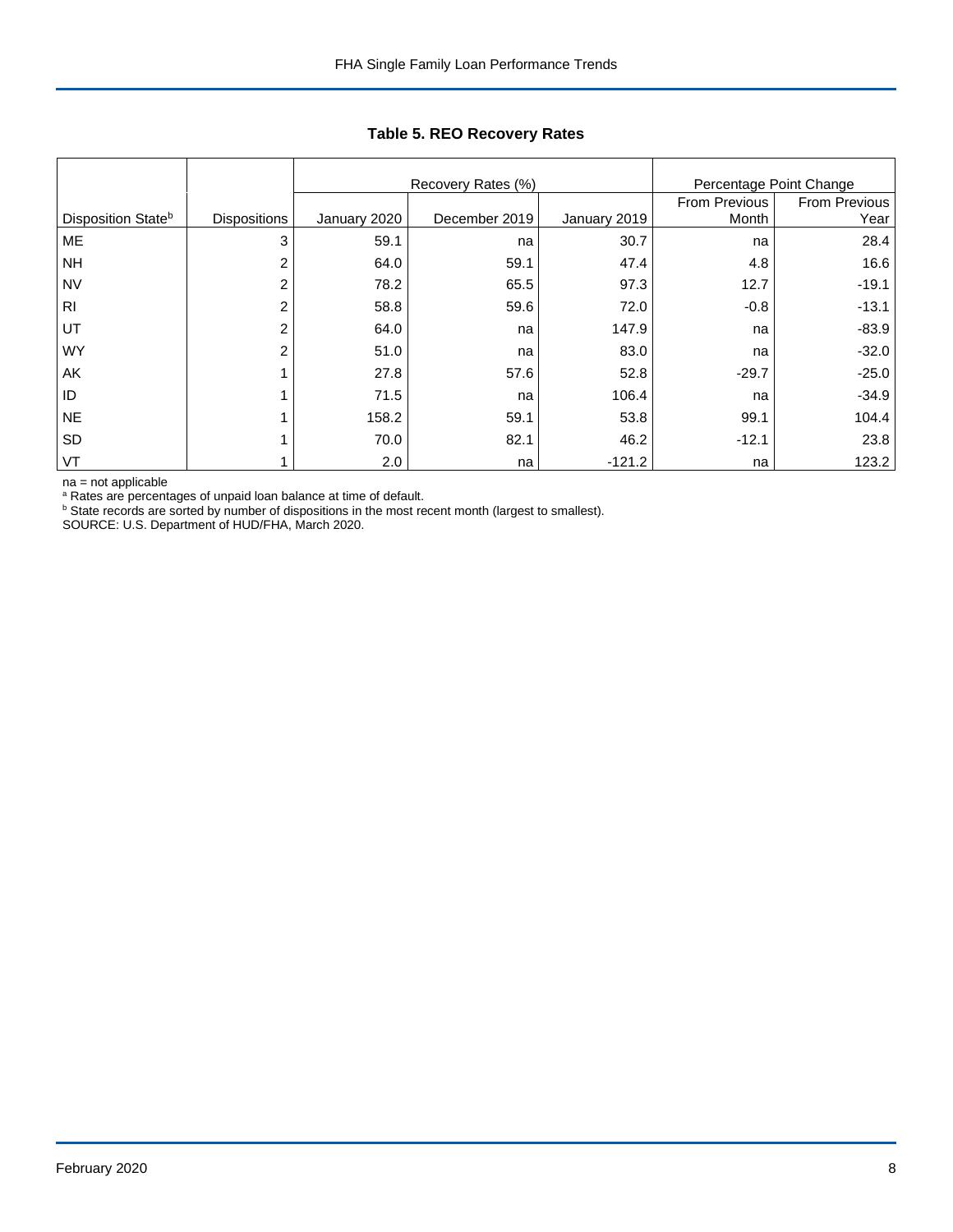**Table 5. REO Recovery Rates**

| Disposition State[b] | Dispositions | Recovery Rates (%) | | | Percentage Point Change | |
|---|---|---|---|---|---|---|
| | | January 2020 | December 2019 | January 2019 | From Previous Month | From Previous Year |
| ME | 3 | 59.1 | na | 30.7 | na | 28.4 |
| NH | 2 | 64.0 | 59.1 | 47.4 | 4.8 | 16.6 |
| NV | 2 | 78.2 | 65.5 | 97.3 | 12.7 | -19.1 |
| RI | 2 | 58.8 | 59.6 | 72.0 | -0.8 | -13.1 |
| UT | 2 | 64.0 | na | 147.9 | na | -83.9 |
| WY | 2 | 51.0 | na | 83.0 | na | -32.0 |
| AK | 1 | 27.8 | 57.6 | 52.8 | -29.7 | -25.0 |
| ID | 1 | 71.5 | na | 106.4 | na | -34.9 |
| NE | 1 | 158.2 | 59.1 | 53.8 | 99.1 | 104.4 |
| SD | 1 | 70.0 | 82.1 | 46.2 | -12.1 | 23.8 |
| VT | 1 | 2.0 | na | -121.2 | na | 123.2 |

na = not applicable

[a] Rates are percentages of unpaid loan balance at time of default.

[b] State records are sorted by number of dispositions in the most recent month (largest to smallest).

SOURCE: U.S. Department of HUD/FHA, March 2020.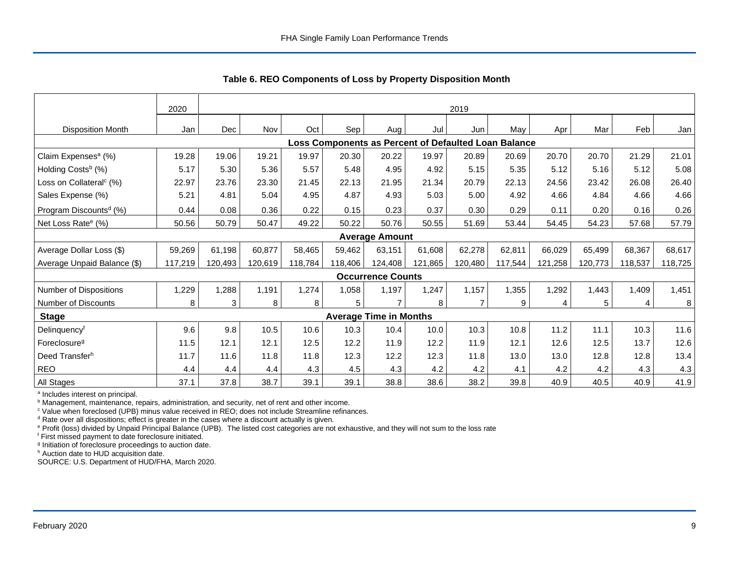## Table 6. REO Components of Loss by Property Disposition Month

| | 2020 | 2019 | | | | | | | | | | | |
|---|---|---|---|---|---|---|---|---|---|---|---|---|---|
| Disposition Month | Jan | Dec | Nov | Oct | Sep | Aug | Jul | Jun | May | Apr | Mar | Feb | Jan |
| **Loss Components as Percent of Defaulted Loan Balance** | | | | | | | | | | | | | |
| Claim Expenses[a] (%) | 19.28 | 19.06 | 19.21 | 19.97 | 20.30 | 20.22 | 19.97 | 20.89 | 20.69 | 20.70 | 20.70 | 21.29 | 21.01 |
| Holding Costs[b] (%) | 5.17 | 5.30 | 5.36 | 5.57 | 5.48 | 4.95 | 4.92 | 5.15 | 5.35 | 5.12 | 5.16 | 5.12 | 5.08 |
| Loss on Collateral[c] (%) | 22.97 | 23.76 | 23.30 | 21.45 | 22.13 | 21.95 | 21.34 | 20.79 | 22.13 | 24.56 | 23.42 | 26.08 | 26.40 |
| Sales Expense (%) | 5.21 | 4.81 | 5.04 | 4.95 | 4.87 | 4.93 | 5.03 | 5.00 | 4.92 | 4.66 | 4.84 | 4.66 | 4.66 |
| Program Discounts[d] (%) | 0.44 | 0.08 | 0.36 | 0.22 | 0.15 | 0.23 | 0.37 | 0.30 | 0.29 | 0.11 | 0.20 | 0.16 | 0.26 |
| Net Loss Rate[e] (%) | 50.56 | 50.79 | 50.47 | 49.22 | 50.22 | 50.76 | 50.55 | 51.69 | 53.44 | 54.45 | 54.23 | 57.68 | 57.79 |
| **Average Amount** | | | | | | | | | | | | | |
| Average Dollar Loss ($) | 59,269 | 61,198 | 60,877 | 58,465 | 59,462 | 63,151 | 61,608 | 62,278 | 62,811 | 66,029 | 65,499 | 68,367 | 68,617 |
| Average Unpaid Balance ($) | 117,219 | 120,493 | 120,619 | 118,784 | 118,406 | 124,408 | 121,865 | 120,480 | 117,544 | 121,258 | 120,773 | 118,537 | 118,725 |
| **Occurrence Counts** | | | | | | | | | | | | | |
| Number of Dispositions | 1,229 | 1,288 | 1,191 | 1,274 | 1,058 | 1,197 | 1,247 | 1,157 | 1,355 | 1,292 | 1,443 | 1,409 | 1,451 |
| Number of Discounts | 8 | 3 | 8 | 8 | 5 | 7 | 8 | 7 | 9 | 4 | 5 | 4 | 8 |
| **Stage** | **Average Time in Months** | | | | | | | | | | | | |
| Delinquency[f] | 9.6 | 9.8 | 10.5 | 10.6 | 10.3 | 10.4 | 10.0 | 10.3 | 10.8 | 11.2 | 11.1 | 10.3 | 11.6 |
| Foreclosure[g] | 11.5 | 12.1 | 12.1 | 12.5 | 12.2 | 11.9 | 12.2 | 11.9 | 12.1 | 12.6 | 12.5 | 13.7 | 12.6 |
| Deed Transfer[h] | 11.7 | 11.6 | 11.8 | 11.8 | 12.3 | 12.2 | 12.3 | 11.8 | 13.0 | 13.0 | 12.8 | 12.8 | 13.4 |
| REO | 4.4 | 4.4 | 4.4 | 4.3 | 4.5 | 4.3 | 4.2 | 4.2 | 4.1 | 4.2 | 4.2 | 4.3 | 4.3 |
| All Stages | 37.1 | 37.8 | 38.7 | 39.1 | 39.1 | 38.8 | 38.6 | 38.2 | 39.8 | 40.9 | 40.5 | 40.9 | 41.9 |

[a] Includes interest on principal.
[b] Management, maintenance, repairs, administration, and security, net of rent and other income.
[c] Value when foreclosed (UPB) minus value received in REO; does not include Streamline refinances.
[d] Rate over all dispositions; effect is greater in the cases where a discount actually is given.
[e] Profit (loss) divided by Unpaid Principal Balance (UPB). The listed cost categories are not exhaustive, and they will not sum to the loss rate
[f] First missed payment to date foreclosure initiated.
[g] Initiation of foreclosure proceedings to auction date.
[h] Auction date to HUD acquisition date.
SOURCE: U.S. Department of HUD/FHA, March 2020.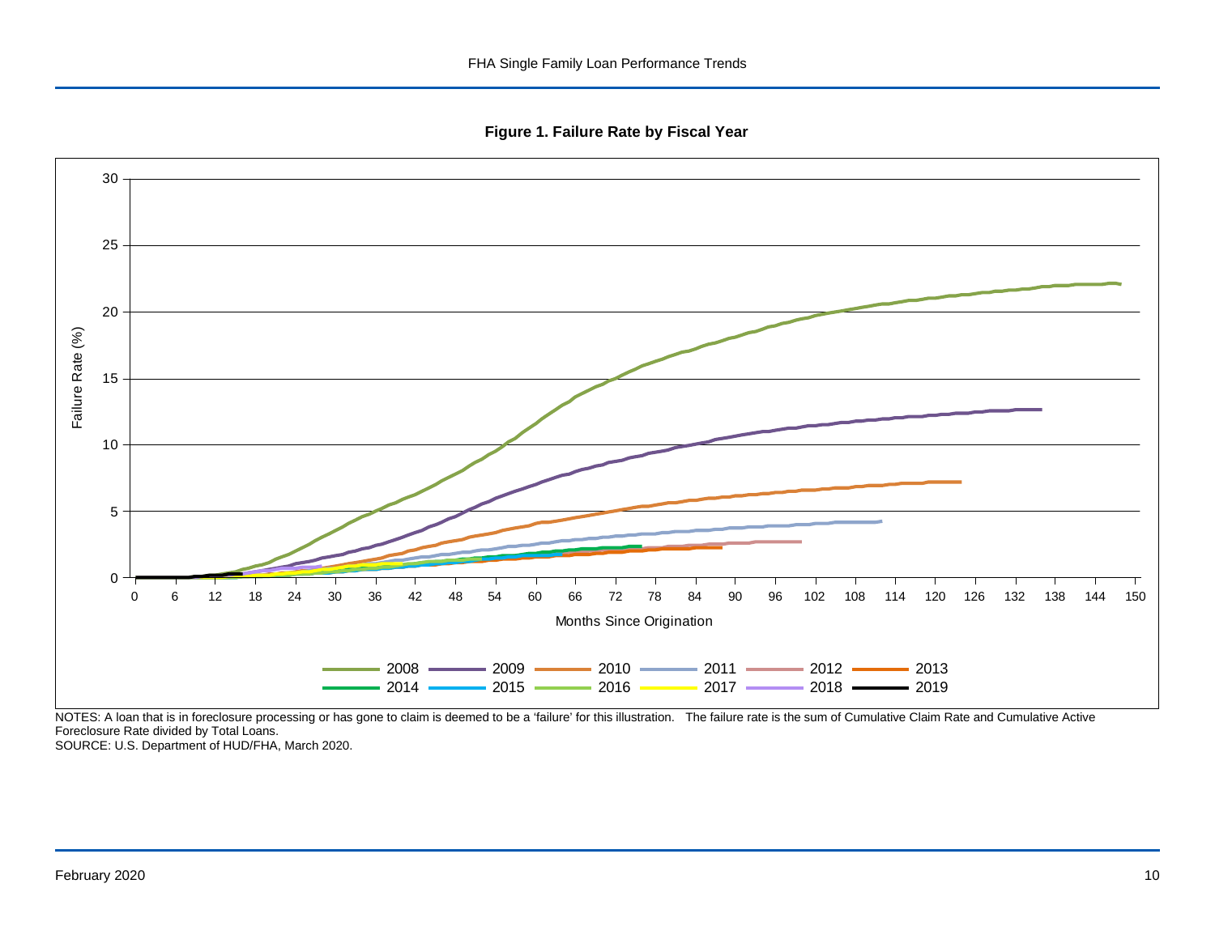**Figure 1. Failure Rate by Fiscal Year**

Failure Rate (%)

30
25
20
15
10
5
0

0 6 12 18 24 30 36 42 48 54 60 66 72 78 84 90 96 102 108 114 120 126 132 138 144 150

Months Since Origination

2008 2009 2010 2011 2012 2013
2014 2015 2016 2017 2018 2019

NOTES: A loan that is in foreclosure processing or has gone to claim is deemed to be a 'failure' for this illustration. The failure rate is the sum of Cumulative Claim Rate and Cumulative Active Foreclosure Rate divided by Total Loans.
SOURCE: U.S. Department of HUD/FHA, March 2020.